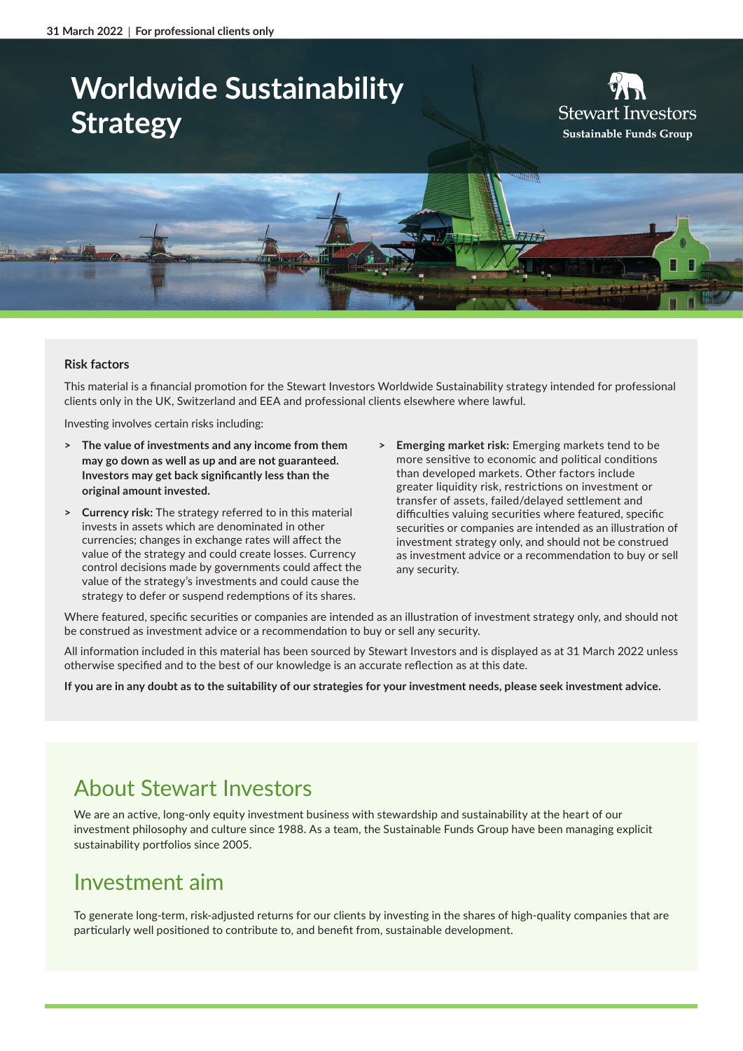31 March 2022 | For professional clients only

# Worldwide Sustainability Strategy

Stewart Investors
Sustainable Funds Group

### Risk factors

This material is a financial promotion for the Stewart Investors Worldwide Sustainability strategy intended for professional clients only in the UK, Switzerland and EEA and professional clients elsewhere where lawful.

Investing involves certain risks including:

- **The value of investments and any income from them may go down as well as up and are not guaranteed. Investors may get back significantly less than the original amount invested.**
- **Currency risk:** The strategy referred to in this material invests in assets which are denominated in other currencies; changes in exchange rates will affect the value of the strategy and could create losses. Currency control decisions made by governments could affect the value of the strategy's investments and could cause the strategy to defer or suspend redemptions of its shares.
- **Emerging market risk:** Emerging markets tend to be more sensitive to economic and political conditions than developed markets. Other factors include greater liquidity risk, restrictions on investment or transfer of assets, failed/delayed settlement and difficulties valuing securities where featured, specific securities or companies are intended as an illustration of investment strategy only, and should not be construed as investment advice or a recommendation to buy or sell any security.

Where featured, specific securities or companies are intended as an illustration of investment strategy only, and should not be construed as investment advice or a recommendation to buy or sell any security.

All information included in this material has been sourced by Stewart Investors and is displayed as at 31 March 2022 unless otherwise specified and to the best of our knowledge is an accurate reflection as at this date.

**If you are in any doubt as to the suitability of our strategies for your investment needs, please seek investment advice.**

## About Stewart Investors

We are an active, long-only equity investment business with stewardship and sustainability at the heart of our investment philosophy and culture since 1988. As a team, the Sustainable Funds Group have been managing explicit sustainability portfolios since 2005.

## Investment aim

To generate long-term, risk-adjusted returns for our clients by investing in the shares of high-quality companies that are particularly well positioned to contribute to, and benefit from, sustainable development.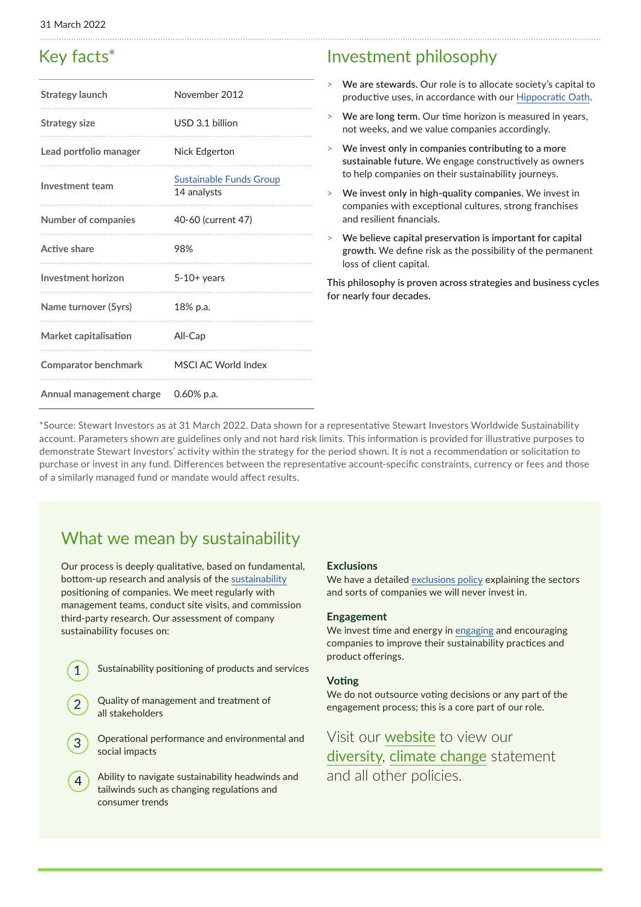31 March 2022

## Key facts*

| | |
|---|---|
| Strategy launch | November 2012 |
| Strategy size | USD 3.1 billion |
| Lead portfolio manager | Nick Edgerton |
| Investment team | Sustainable Funds Group<br>14 analysts |
| Number of companies | 40-60 (current 47) |
| Active share | 98% |
| Investment horizon | 5-10+ years |
| Name turnover (5yrs) | 18% p.a. |
| Market capitalisation | All-Cap |
| Comparator benchmark | MSCI AC World Index |
| Annual management charge | 0.60% p.a. |

## Investment philosophy

- **We are stewards.** Our role is to allocate society's capital to productive uses, in accordance with our Hippocratic Oath.
- **We are long term.** Our time horizon is measured in years, not weeks, and we value companies accordingly.
- **We invest only in companies contributing to a more sustainable future.** We engage constructively as owners to help companies on their sustainability journeys.
- **We invest only in high-quality companies.** We invest in companies with exceptional cultures, strong franchises and resilient financials.
- **We believe capital preservation is important for capital growth.** We define risk as the possibility of the permanent loss of client capital.

This philosophy is proven across strategies and business cycles for nearly four decades.

*Source: Stewart Investors as at 31 March 2022. Data shown for a representative Stewart Investors Worldwide Sustainability account. Parameters shown are guidelines only and not hard risk limits. This information is provided for illustrative purposes to demonstrate Stewart Investors' activity within the strategy for the period shown. It is not a recommendation or solicitation to purchase or invest in any fund. Differences between the representative account-specific constraints, currency or fees and those of a similarly managed fund or mandate would affect results.

## What we mean by sustainability

Our process is deeply qualitative, based on fundamental, bottom-up research and analysis of the sustainability positioning of companies. We meet regularly with management teams, conduct site visits, and commission third-party research. Our assessment of company sustainability focuses on:

1. Sustainability positioning of products and services
2. Quality of management and treatment of all stakeholders
3. Operational performance and environmental and social impacts
4. Ability to navigate sustainability headwinds and tailwinds such as changing regulations and consumer trends

### Exclusions

We have a detailed exclusions policy explaining the sectors and sorts of companies we will never invest in.

### Engagement

We invest time and energy in engaging and encouraging companies to improve their sustainability practices and product offerings.

### Voting

We do not outsource voting decisions or any part of the engagement process; this is a core part of our role.

Visit our website to view our diversity, climate change statement and all other policies.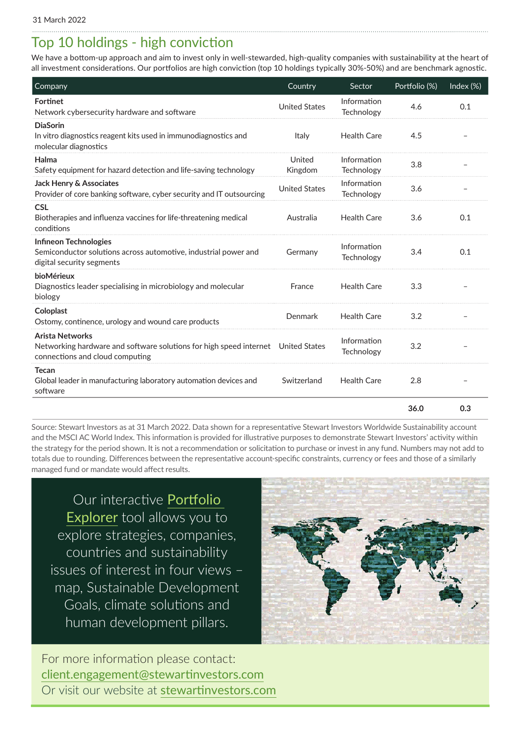31 March 2022

## Top 10 holdings - high conviction

We have a bottom-up approach and aim to invest only in well-stewarded, high-quality companies with sustainability at the heart of all investment considerations. Our portfolios are high conviction (top 10 holdings typically 30%-50%) and are benchmark agnostic.

| Company | Country | Sector | Portfolio (%) | Index (%) |
|---|---|---|---|---|
| **Fortinet**<br>Network cybersecurity hardware and software | United States | Information Technology | 4.6 | 0.1 |
| **DiaSorin**<br>In vitro diagnostics reagent kits used in immunodiagnostics and molecular diagnostics | Italy | Health Care | 4.5 | – |
| **Halma**<br>Safety equipment for hazard detection and life-saving technology | United Kingdom | Information Technology | 3.8 | – |
| **Jack Henry & Associates**<br>Provider of core banking software, cyber security and IT outsourcing | United States | Information Technology | 3.6 | – |
| **CSL**<br>Biotherapies and influenza vaccines for life-threatening medical conditions | Australia | Health Care | 3.6 | 0.1 |
| **Infineon Technologies**<br>Semiconductor solutions across automotive, industrial power and digital security segments | Germany | Information Technology | 3.4 | 0.1 |
| **bioMérieux**<br>Diagnostics leader specialising in microbiology and molecular biology | France | Health Care | 3.3 | – |
| **Coloplast**<br>Ostomy, continence, urology and wound care products | Denmark | Health Care | 3.2 | – |
| **Arista Networks**<br>Networking hardware and software solutions for high speed internet connections and cloud computing | United States | Information Technology | 3.2 | – |
| **Tecan**<br>Global leader in manufacturing laboratory automation devices and software | Switzerland | Health Care | 2.8 | – |
| | | | **36.0** | **0.3** |

Source: Stewart Investors as at 31 March 2022. Data shown for a representative Stewart Investors Worldwide Sustainability account and the MSCI AC World Index. This information is provided for illustrative purposes to demonstrate Stewart Investors' activity within the strategy for the period shown. It is not a recommendation or solicitation to purchase or invest in any fund. Numbers may not add to totals due to rounding. Differences between the representative account-specific constraints, currency or fees and those of a similarly managed fund or mandate would affect results.

Our interactive Portfolio Explorer tool allows you to explore strategies, companies, countries and sustainability issues of interest in four views – map, Sustainable Development Goals, climate solutions and human development pillars.

For more information please contact:
client.engagement@stewartinvestors.com
Or visit our website at stewartinvestors.com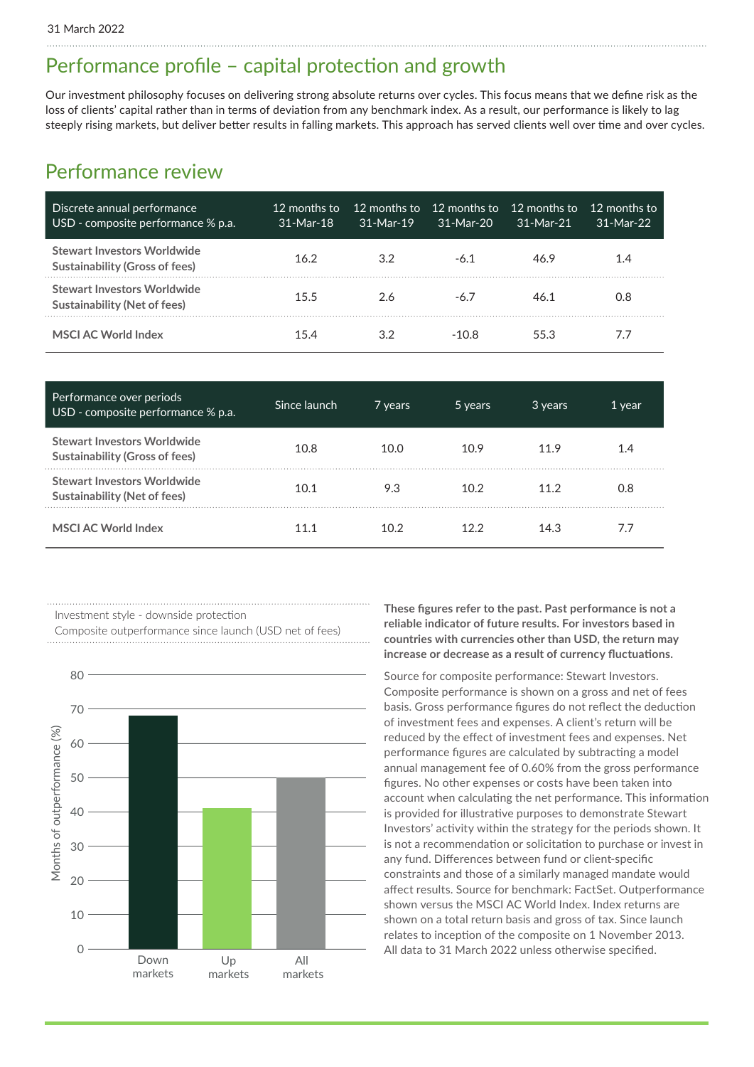31 March 2022

## Performance profile – capital protection and growth

Our investment philosophy focuses on delivering strong absolute returns over cycles. This focus means that we define risk as the loss of clients' capital rather than in terms of deviation from any benchmark index. As a result, our performance is likely to lag steeply rising markets, but deliver better results in falling markets. This approach has served clients well over time and over cycles.

## Performance review

| Discrete annual performance USD - composite performance % p.a. | 12 months to 31-Mar-18 | 12 months to 31-Mar-19 | 12 months to 31-Mar-20 | 12 months to 31-Mar-21 | 12 months to 31-Mar-22 |
|---|---|---|---|---|---|
| **Stewart Investors Worldwide Sustainability (Gross of fees)** | 16.2 | 3.2 | -6.1 | 46.9 | 1.4 |
| **Stewart Investors Worldwide Sustainability (Net of fees)** | 15.5 | 2.6 | -6.7 | 46.1 | 0.8 |
| **MSCI AC World Index** | 15.4 | 3.2 | -10.8 | 55.3 | 7.7 |

| Performance over periods USD - composite performance % p.a. | Since launch | 7 years | 5 years | 3 years | 1 year |
|---|---|---|---|---|---|
| **Stewart Investors Worldwide Sustainability (Gross of fees)** | 10.8 | 10.0 | 10.9 | 11.9 | 1.4 |
| **Stewart Investors Worldwide Sustainability (Net of fees)** | 10.1 | 9.3 | 10.2 | 11.2 | 0.8 |
| **MSCI AC World Index** | 11.1 | 10.2 | 12.2 | 14.3 | 7.7 |

Investment style - downside protection
Composite outperformance since launch (USD net of fees)

| | Months of outperformance (%) |
|---|---|
| Down markets | 68 |
| Up markets | 41 |
| All markets | 50 |

**These figures refer to the past. Past performance is not a reliable indicator of future results. For investors based in countries with currencies other than USD, the return may increase or decrease as a result of currency fluctuations.**

Source for composite performance: Stewart Investors. Composite performance is shown on a gross and net of fees basis. Gross performance figures do not reflect the deduction of investment fees and expenses. A client's return will be reduced by the effect of investment fees and expenses. Net performance figures are calculated by subtracting a model annual management fee of 0.60% from the gross performance figures. No other expenses or costs have been taken into account when calculating the net performance. This information is provided for illustrative purposes to demonstrate Stewart Investors' activity within the strategy for the periods shown. It is not a recommendation or solicitation to purchase or invest in any fund. Differences between fund or client-specific constraints and those of a similarly managed mandate would affect results. Source for benchmark: FactSet. Outperformance shown versus the MSCI AC World Index. Index returns are shown on a total return basis and gross of tax. Since launch relates to inception of the composite on 1 November 2013. All data to 31 March 2022 unless otherwise specified.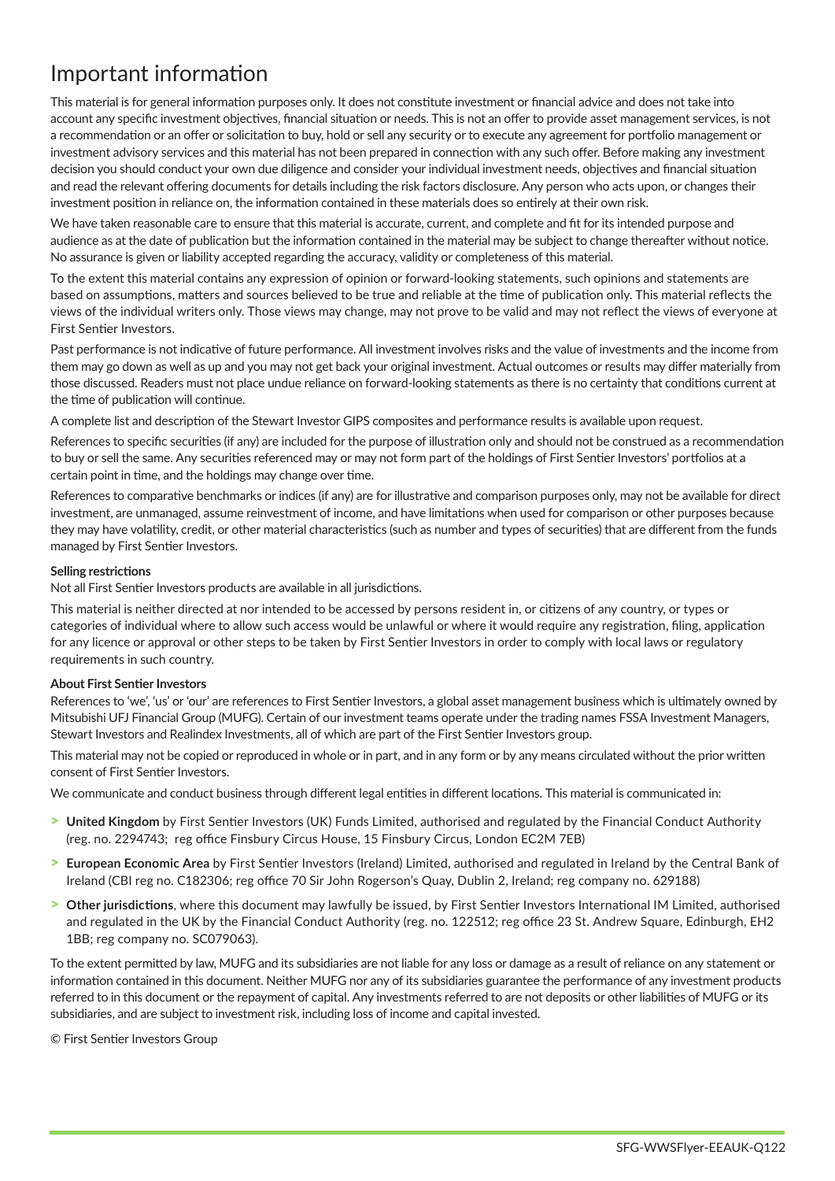# Important information

This material is for general information purposes only. It does not constitute investment or financial advice and does not take into account any specific investment objectives, financial situation or needs. This is not an offer to provide asset management services, is not a recommendation or an offer or solicitation to buy, hold or sell any security or to execute any agreement for portfolio management or investment advisory services and this material has not been prepared in connection with any such offer. Before making any investment decision you should conduct your own due diligence and consider your individual investment needs, objectives and financial situation and read the relevant offering documents for details including the risk factors disclosure. Any person who acts upon, or changes their investment position in reliance on, the information contained in these materials does so entirely at their own risk.

We have taken reasonable care to ensure that this material is accurate, current, and complete and fit for its intended purpose and audience as at the date of publication but the information contained in the material may be subject to change thereafter without notice. No assurance is given or liability accepted regarding the accuracy, validity or completeness of this material.

To the extent this material contains any expression of opinion or forward-looking statements, such opinions and statements are based on assumptions, matters and sources believed to be true and reliable at the time of publication only. This material reflects the views of the individual writers only. Those views may change, may not prove to be valid and may not reflect the views of everyone at First Sentier Investors.

Past performance is not indicative of future performance. All investment involves risks and the value of investments and the income from them may go down as well as up and you may not get back your original investment. Actual outcomes or results may differ materially from those discussed. Readers must not place undue reliance on forward-looking statements as there is no certainty that conditions current at the time of publication will continue.

A complete list and description of the Stewart Investor GIPS composites and performance results is available upon request.

References to specific securities (if any) are included for the purpose of illustration only and should not be construed as a recommendation to buy or sell the same. Any securities referenced may or may not form part of the holdings of First Sentier Investors' portfolios at a certain point in time, and the holdings may change over time.

References to comparative benchmarks or indices (if any) are for illustrative and comparison purposes only, may not be available for direct investment, are unmanaged, assume reinvestment of income, and have limitations when used for comparison or other purposes because they may have volatility, credit, or other material characteristics (such as number and types of securities) that are different from the funds managed by First Sentier Investors.

**Selling restrictions**

Not all First Sentier Investors products are available in all jurisdictions.

This material is neither directed at nor intended to be accessed by persons resident in, or citizens of any country, or types or categories of individual where to allow such access would be unlawful or where it would require any registration, filing, application for any licence or approval or other steps to be taken by First Sentier Investors in order to comply with local laws or regulatory requirements in such country.

**About First Sentier Investors**

References to 'we', 'us' or 'our' are references to First Sentier Investors, a global asset management business which is ultimately owned by Mitsubishi UFJ Financial Group (MUFG). Certain of our investment teams operate under the trading names FSSA Investment Managers, Stewart Investors and Realindex Investments, all of which are part of the First Sentier Investors group.

This material may not be copied or reproduced in whole or in part, and in any form or by any means circulated without the prior written consent of First Sentier Investors.

We communicate and conduct business through different legal entities in different locations. This material is communicated in:

- **United Kingdom** by First Sentier Investors (UK) Funds Limited, authorised and regulated by the Financial Conduct Authority (reg. no. 2294743; reg office Finsbury Circus House, 15 Finsbury Circus, London EC2M 7EB)
- **European Economic Area** by First Sentier Investors (Ireland) Limited, authorised and regulated in Ireland by the Central Bank of Ireland (CBI reg no. C182306; reg office 70 Sir John Rogerson's Quay, Dublin 2, Ireland; reg company no. 629188)
- **Other jurisdictions**, where this document may lawfully be issued, by First Sentier Investors International IM Limited, authorised and regulated in the UK by the Financial Conduct Authority (reg. no. 122512; reg office 23 St. Andrew Square, Edinburgh, EH2 1BB; reg company no. SC079063).

To the extent permitted by law, MUFG and its subsidiaries are not liable for any loss or damage as a result of reliance on any statement or information contained in this document. Neither MUFG nor any of its subsidiaries guarantee the performance of any investment products referred to in this document or the repayment of capital. Any investments referred to are not deposits or other liabilities of MUFG or its subsidiaries, and are subject to investment risk, including loss of income and capital invested.

© First Sentier Investors Group

SFG-WWSFlyer-EEAUK-Q122